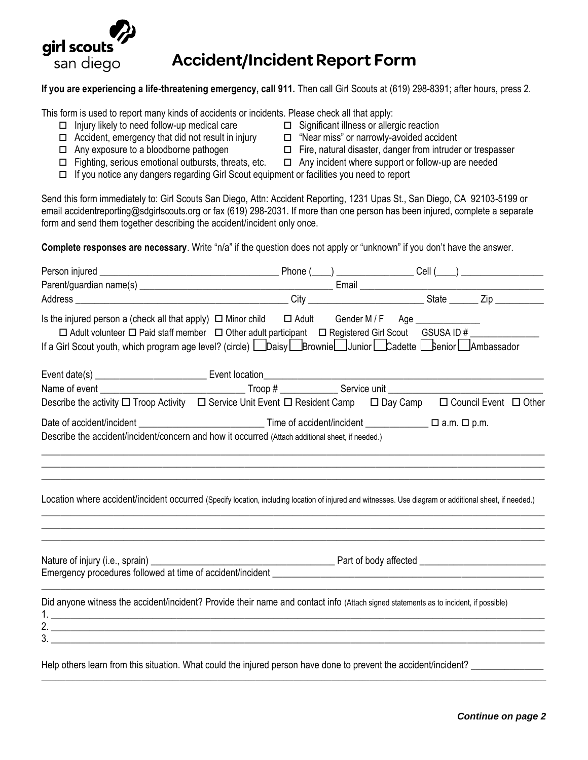girl scouts
san diego

# Accident/Incident Report Form

**If you are experiencing a life-threatening emergency, call 911.** Then call Girl Scouts at (619) 298-8391; after hours, press 2.

This form is used to report many kinds of accidents or incidents. Please check all that apply:

- ☐ Injury likely to need follow-up medical care
- ☐ Significant illness or allergic reaction
- ☐ Accident, emergency that did not result in injury
- ☐ "Near miss" or narrowly-avoided accident
- ☐ Any exposure to a bloodborne pathogen
- ☐ Fire, natural disaster, danger from intruder or trespasser
- ☐ Fighting, serious emotional outbursts, threats, etc.
- ☐ Any incident where support or follow-up are needed
- ☐ If you notice any dangers regarding Girl Scout equipment or facilities you need to report

Send this form immediately to: Girl Scouts San Diego, Attn: Accident Reporting, 1231 Upas St., San Diego, CA 92103-5199 or email accidentreporting@sdgirlscouts.org or fax (619) 298-2031. If more than one person has been injured, complete a separate form and send them together describing the accident/incident only once.

**Complete responses are necessary**. Write "n/a" if the question does not apply or "unknown" if you don't have the answer.

Person injured ____________________________________ Phone (____) _______________ Cell (____) ________________

Parent/guardian name(s) _____________________________________ Email ____________________________________

Address ____________________________________________ City _______________________ State ______ Zip __________

Is the injured person a (check all that apply) ☐ Minor child ☐ Adult Gender M / F Age _____________

☐ Adult volunteer ☐ Paid staff member ☐ Other adult participant ☐ Registered Girl Scout GSUSA ID # ______________

If a Girl Scout youth, which program age level? (circle) ☐ Daisy ☐ Brownie ☐ Junior ☐ Cadette ☐ Senior ☐ Ambassador

Event date(s) ______________________ Event location_________________________________________________________

Name of event _____________________________ Troop # ___________ Service unit ______________________________

Describe the activity ☐ Troop Activity ☐ Service Unit Event ☐ Resident Camp ☐ Day Camp ☐ Council Event ☐ Other

Date of accident/incident _________________________ Time of accident/incident ____________ ☐ a.m. ☐ p.m.

Describe the accident/incident/concern and how it occurred (Attach additional sheet, if needed.)

_______________________________________________________________________________________________

_______________________________________________________________________________________________

_______________________________________________________________________________________________

Location where accident/incident occurred (Specify location, including location of injured and witnesses. Use diagram or additional sheet, if needed.)

_______________________________________________________________________________________________

_______________________________________________________________________________________________

_______________________________________________________________________________________________

Nature of injury (i.e., sprain) ____________________________________ Part of body affected ________________________

Emergency procedures followed at time of accident/incident ____________________________________________________

_______________________________________________________________________________________________

Did anyone witness the accident/incident? Provide their name and contact info (Attach signed statements as to incident, if possible)

1. _____________________________________________________________________________________________
2. _____________________________________________________________________________________________
3. _____________________________________________________________________________________________

Help others learn from this situation. What could the injured person have done to prevent the accident/incident? ______________

_______________________________________________________________________________________________

***Continue on page 2***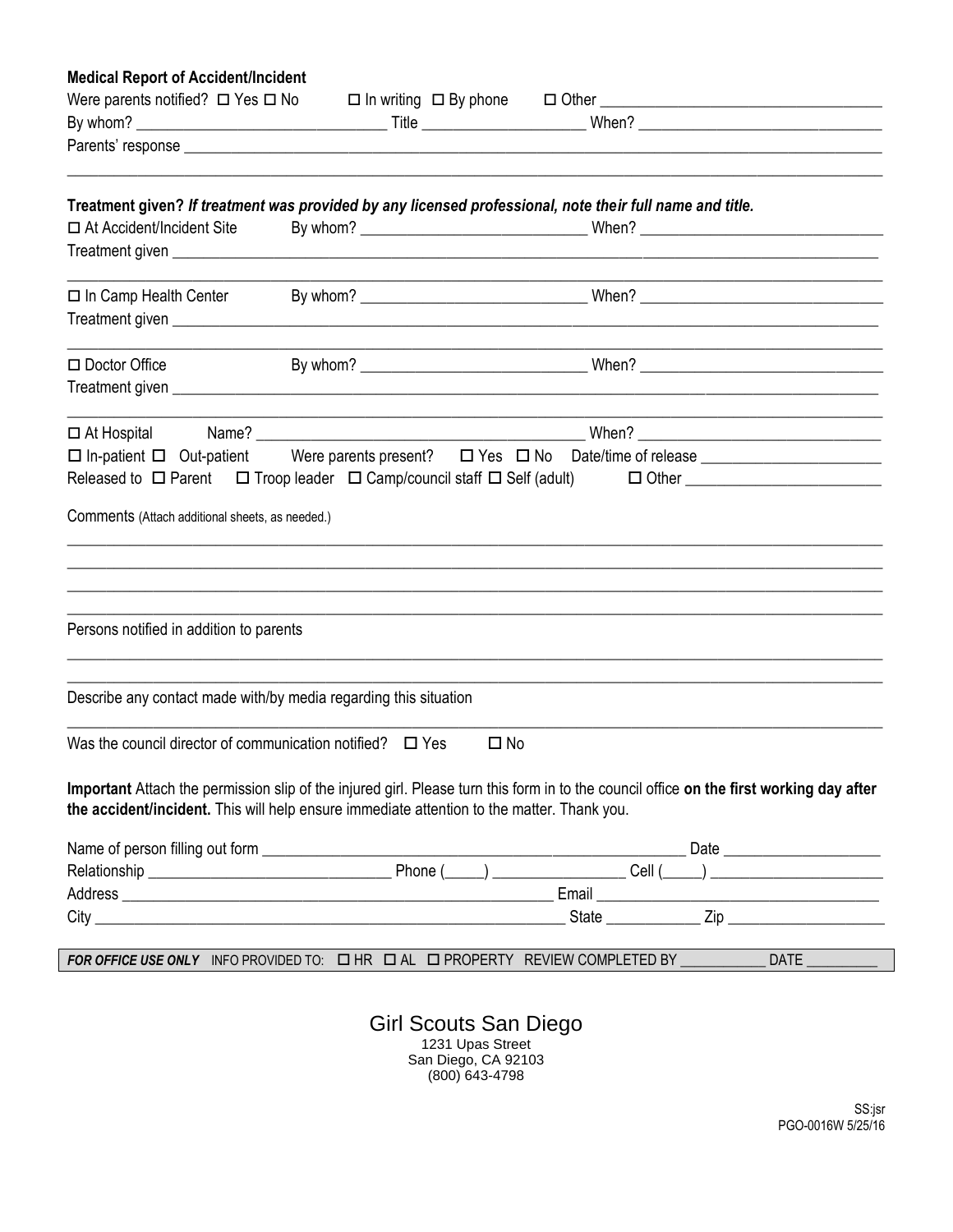**Medical Report of Accident/Incident**

Were parents notified? ☐ Yes ☐ No ☐ In writing ☐ By phone ☐ Other ___________________________________

By whom? _______________________________ Title ____________________ When? _______________________________

Parents' response _________________________________________________________________________________________

_____________________________________________________________________________________________________

**Treatment given?** ***If treatment was provided by any licensed professional, note their full name and title.***

☐ At Accident/Incident Site By whom? ____________________________ When? _______________________________

Treatment given _________________________________________________________________________________________

_____________________________________________________________________________________________________

☐ In Camp Health Center By whom? ____________________________ When? _______________________________

Treatment given _________________________________________________________________________________________

_____________________________________________________________________________________________________

☐ Doctor Office By whom? ____________________________ When? _______________________________

Treatment given _________________________________________________________________________________________

_____________________________________________________________________________________________________

☐ At Hospital Name? __________________________________________ When? _______________________________

☐ In-patient ☐ Out-patient Were parents present? ☐ Yes ☐ No Date/time of release ______________________

Released to ☐ Parent ☐ Troop leader ☐ Camp/council staff ☐ Self (adult) ☐ Other ________________________

Comments (Attach additional sheets, as needed.)

_____________________________________________________________________________________________________

_____________________________________________________________________________________________________

_____________________________________________________________________________________________________

_____________________________________________________________________________________________________

Persons notified in addition to parents

_____________________________________________________________________________________________________

_____________________________________________________________________________________________________

Describe any contact made with/by media regarding this situation

_____________________________________________________________________________________________________

Was the council director of communication notified? ☐ Yes ☐ No

**Important** Attach the permission slip of the injured girl. Please turn this form in to the council office **on the first working day after the accident/incident.** This will help ensure immediate attention to the matter. Thank you.

Name of person filling out form ______________________________________________________ Date ____________________

Relationship _______________________________ Phone (_____) ________________ Cell (_____) _____________________

Address ___________________________________________________________ Email ___________________________________

City _______________________________________________________________ State ____________ Zip ____________________

***FOR OFFICE USE ONLY*** INFO PROVIDED TO: ☐ HR ☐ AL ☐ PROPERTY REVIEW COMPLETED BY ___________ DATE __________

Girl Scouts San Diego
1231 Upas Street
San Diego, CA 92103
(800) 643-4798

SS:jsr
PGO-0016W 5/25/16